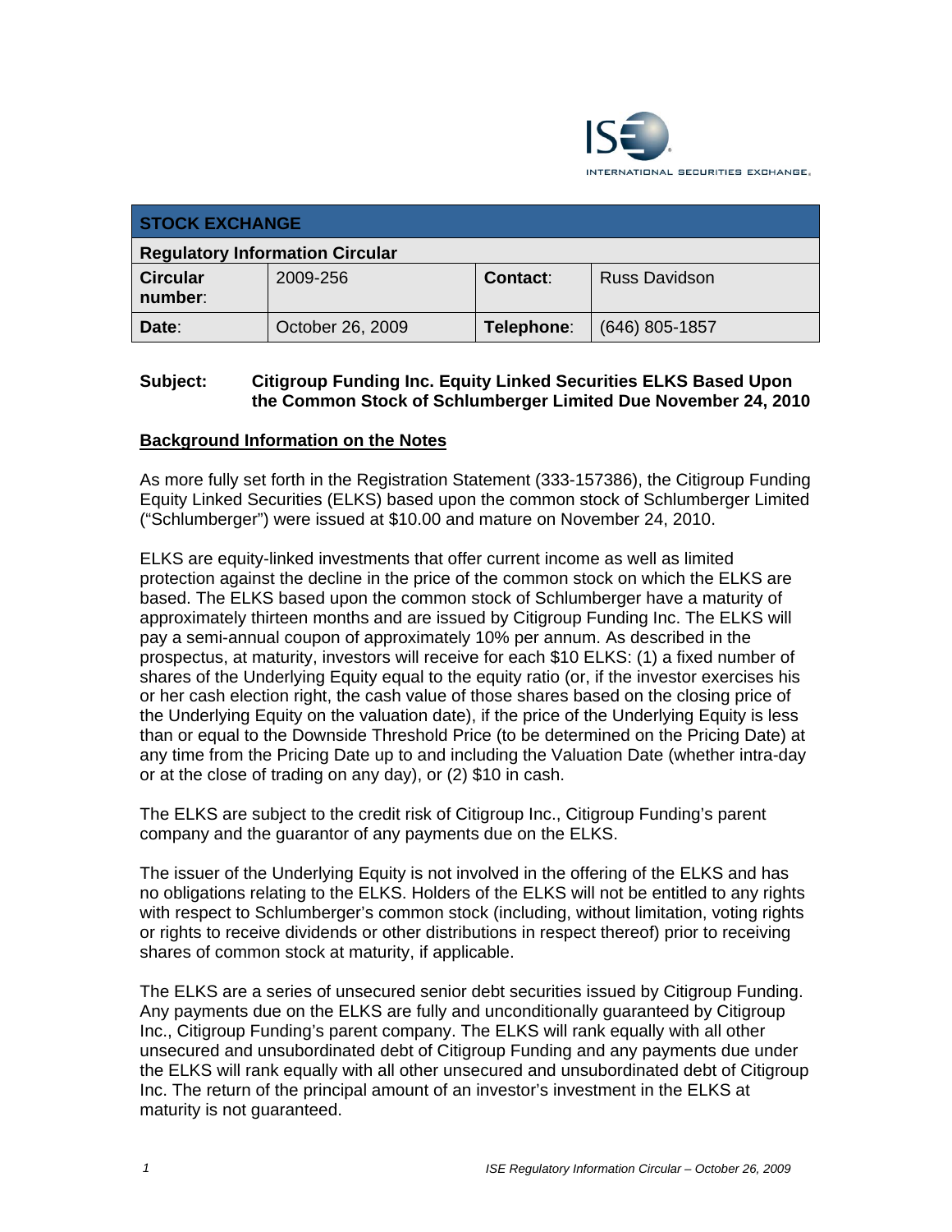INTERNATIONAL SECURITIES EXCHANGE.

| STOCK EXCHANGE | | | |
|---|---|---|---|
| **Regulatory Information Circular** | | | |
| **Circular number**: | 2009-256 | **Contact**: | Russ Davidson |
| **Date**: | October 26, 2009 | **Telephone**: | (646) 805-1857 |

**Subject: Citigroup Funding Inc. Equity Linked Securities ELKS Based Upon the Common Stock of Schlumberger Limited Due November 24, 2010**

## Background Information on the Notes

As more fully set forth in the Registration Statement (333-157386), the Citigroup Funding Equity Linked Securities (ELKS) based upon the common stock of Schlumberger Limited ("Schlumberger") were issued at $10.00 and mature on November 24, 2010.

ELKS are equity-linked investments that offer current income as well as limited protection against the decline in the price of the common stock on which the ELKS are based. The ELKS based upon the common stock of Schlumberger have a maturity of approximately thirteen months and are issued by Citigroup Funding Inc. The ELKS will pay a semi-annual coupon of approximately 10% per annum. As described in the prospectus, at maturity, investors will receive for each $10 ELKS: (1) a fixed number of shares of the Underlying Equity equal to the equity ratio (or, if the investor exercises his or her cash election right, the cash value of those shares based on the closing price of the Underlying Equity on the valuation date), if the price of the Underlying Equity is less than or equal to the Downside Threshold Price (to be determined on the Pricing Date) at any time from the Pricing Date up to and including the Valuation Date (whether intra-day or at the close of trading on any day), or (2) $10 in cash.

The ELKS are subject to the credit risk of Citigroup Inc., Citigroup Funding's parent company and the guarantor of any payments due on the ELKS.

The issuer of the Underlying Equity is not involved in the offering of the ELKS and has no obligations relating to the ELKS. Holders of the ELKS will not be entitled to any rights with respect to Schlumberger's common stock (including, without limitation, voting rights or rights to receive dividends or other distributions in respect thereof) prior to receiving shares of common stock at maturity, if applicable.

The ELKS are a series of unsecured senior debt securities issued by Citigroup Funding. Any payments due on the ELKS are fully and unconditionally guaranteed by Citigroup Inc., Citigroup Funding's parent company. The ELKS will rank equally with all other unsecured and unsubordinated debt of Citigroup Funding and any payments due under the ELKS will rank equally with all other unsecured and unsubordinated debt of Citigroup Inc. The return of the principal amount of an investor's investment in the ELKS at maturity is not guaranteed.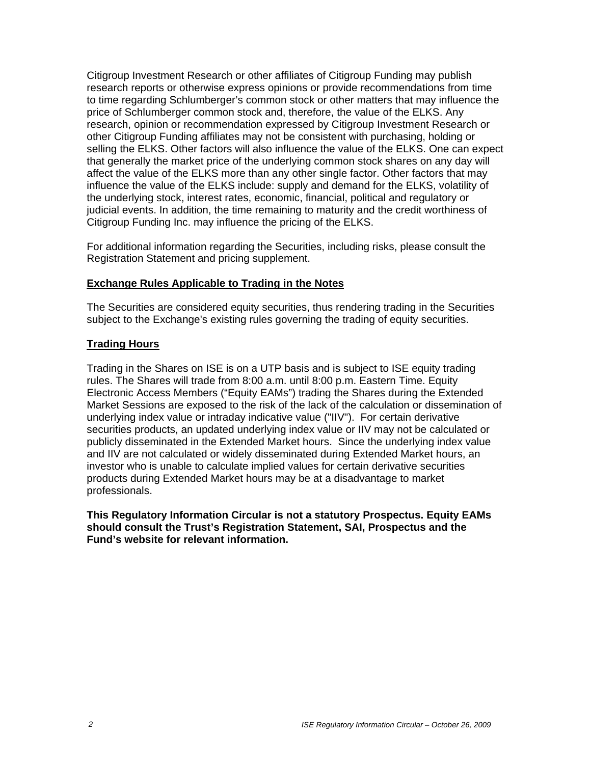Citigroup Investment Research or other affiliates of Citigroup Funding may publish research reports or otherwise express opinions or provide recommendations from time to time regarding Schlumberger's common stock or other matters that may influence the price of Schlumberger common stock and, therefore, the value of the ELKS. Any research, opinion or recommendation expressed by Citigroup Investment Research or other Citigroup Funding affiliates may not be consistent with purchasing, holding or selling the ELKS. Other factors will also influence the value of the ELKS. One can expect that generally the market price of the underlying common stock shares on any day will affect the value of the ELKS more than any other single factor. Other factors that may influence the value of the ELKS include: supply and demand for the ELKS, volatility of the underlying stock, interest rates, economic, financial, political and regulatory or judicial events. In addition, the time remaining to maturity and the credit worthiness of Citigroup Funding Inc. may influence the pricing of the ELKS.

For additional information regarding the Securities, including risks, please consult the Registration Statement and pricing supplement.

**Exchange Rules Applicable to Trading in the Notes**

The Securities are considered equity securities, thus rendering trading in the Securities subject to the Exchange's existing rules governing the trading of equity securities.

**Trading Hours**

Trading in the Shares on ISE is on a UTP basis and is subject to ISE equity trading rules. The Shares will trade from 8:00 a.m. until 8:00 p.m. Eastern Time. Equity Electronic Access Members ("Equity EAMs") trading the Shares during the Extended Market Sessions are exposed to the risk of the lack of the calculation or dissemination of underlying index value or intraday indicative value ("IIV"). For certain derivative securities products, an updated underlying index value or IIV may not be calculated or publicly disseminated in the Extended Market hours. Since the underlying index value and IIV are not calculated or widely disseminated during Extended Market hours, an investor who is unable to calculate implied values for certain derivative securities products during Extended Market hours may be at a disadvantage to market professionals.

**This Regulatory Information Circular is not a statutory Prospectus. Equity EAMs should consult the Trust's Registration Statement, SAI, Prospectus and the Fund's website for relevant information.**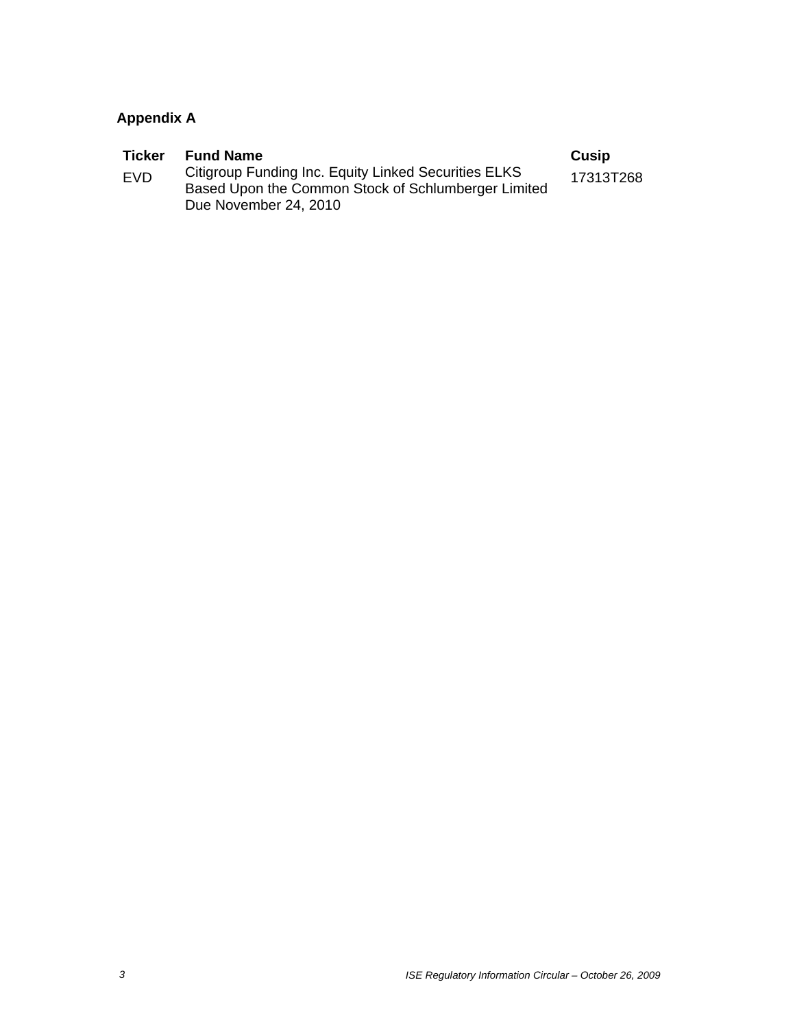**Appendix A**

| Ticker | Fund Name | Cusip |
| --- | --- | --- |
| EVD | Citigroup Funding Inc. Equity Linked Securities ELKS Based Upon the Common Stock of Schlumberger Limited Due November 24, 2010 | 17313T268 |